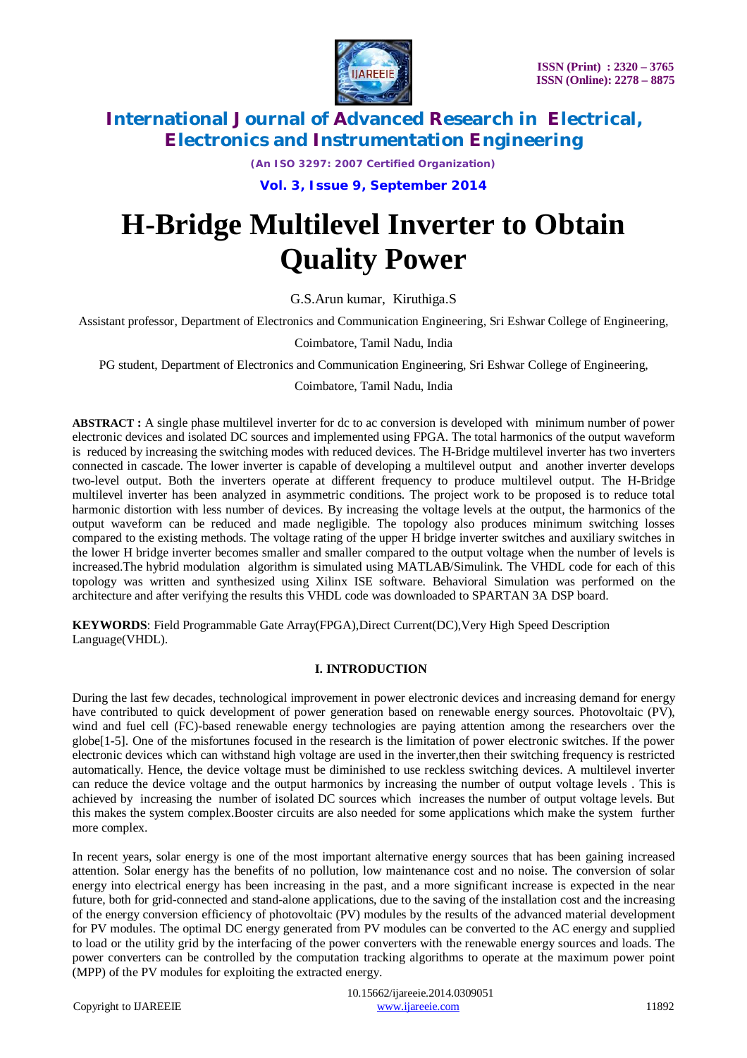# H-Bridge Multilevel Inverter to Obtain Quality Power

G.S.Arun kumar, Kiruthiga.S

Assistant professor, Department of Electronics and Communication Engineering, Sri Eshwar College of Engineering, Coimbatore, Tamil Nadu, India

PG student, Department of Electronics and Communication Engineering, Sri Eshwar College of Engineering, Coimbatore, Tamil Nadu, India

**ABSTRACT :** A single phase multilevel inverter for dc to ac conversion is developed with minimum number of power electronic devices and isolated DC sources and implemented using FPGA. The total harmonics of the output waveform is reduced by increasing the switching modes with reduced devices. The H-Bridge multilevel inverter has two inverters connected in cascade. The lower inverter is capable of developing a multilevel output and another inverter develops two-level output. Both the inverters operate at different frequency to produce multilevel output. The H-Bridge multilevel inverter has been analyzed in asymmetric conditions. The project work to be proposed is to reduce total harmonic distortion with less number of devices. By increasing the voltage levels at the output, the harmonics of the output waveform can be reduced and made negligible. The topology also produces minimum switching losses compared to the existing methods. The voltage rating of the upper H bridge inverter switches and auxiliary switches in the lower H bridge inverter becomes smaller and smaller compared to the output voltage when the number of levels is increased.The hybrid modulation algorithm is simulated using MATLAB/Simulink. The VHDL code for each of this topology was written and synthesized using Xilinx ISE software. Behavioral Simulation was performed on the architecture and after verifying the results this VHDL code was downloaded to SPARTAN 3A DSP board.

**KEYWORDS**: Field Programmable Gate Array(FPGA),Direct Current(DC),Very High Speed Description Language(VHDL).

## I. INTRODUCTION

During the last few decades, technological improvement in power electronic devices and increasing demand for energy have contributed to quick development of power generation based on renewable energy sources. Photovoltaic (PV), wind and fuel cell (FC)-based renewable energy technologies are paying attention among the researchers over the globe[1-5]. One of the misfortunes focused in the research is the limitation of power electronic switches. If the power electronic devices which can withstand high voltage are used in the inverter,then their switching frequency is restricted automatically. Hence, the device voltage must be diminished to use reckless switching devices. A multilevel inverter can reduce the device voltage and the output harmonics by increasing the number of output voltage levels . This is achieved by increasing the number of isolated DC sources which increases the number of output voltage levels. But this makes the system complex.Booster circuits are also needed for some applications which make the system further more complex.

In recent years, solar energy is one of the most important alternative energy sources that has been gaining increased attention. Solar energy has the benefits of no pollution, low maintenance cost and no noise. The conversion of solar energy into electrical energy has been increasing in the past, and a more significant increase is expected in the near future, both for grid-connected and stand-alone applications, due to the saving of the installation cost and the increasing of the energy conversion efficiency of photovoltaic (PV) modules by the results of the advanced material development for PV modules. The optimal DC energy generated from PV modules can be converted to the AC energy and supplied to load or the utility grid by the interfacing of the power converters with the renewable energy sources and loads. The power converters can be controlled by the computation tracking algorithms to operate at the maximum power point (MPP) of the PV modules for exploiting the extracted energy.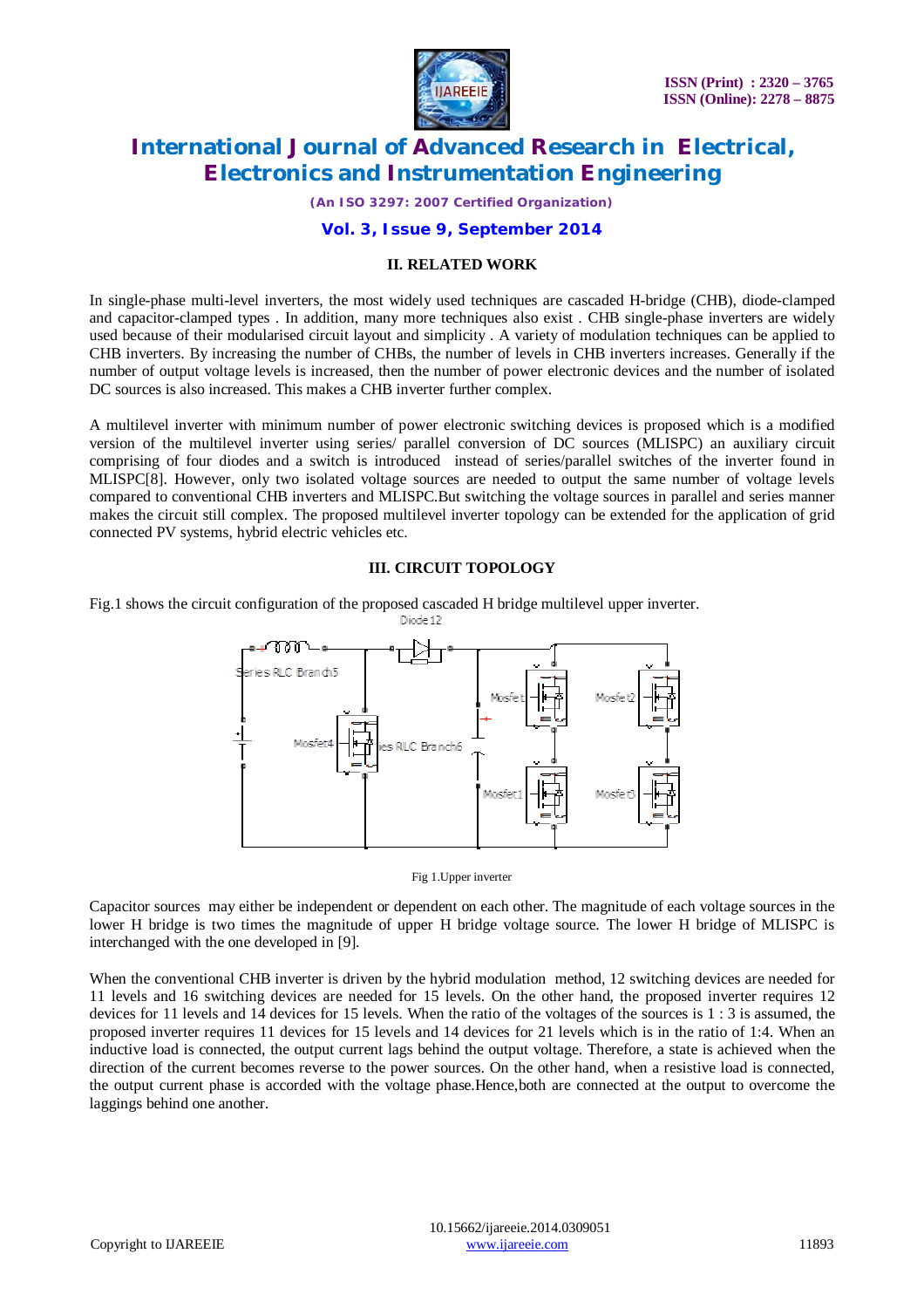## II. RELATED WORK

In single-phase multi-level inverters, the most widely used techniques are cascaded H-bridge (CHB), diode-clamped and capacitor-clamped types . In addition, many more techniques also exist . CHB single-phase inverters are widely used because of their modularised circuit layout and simplicity . A variety of modulation techniques can be applied to CHB inverters. By increasing the number of CHBs, the number of levels in CHB inverters increases. Generally if the number of output voltage levels is increased, then the number of power electronic devices and the number of isolated DC sources is also increased. This makes a CHB inverter further complex.

A multilevel inverter with minimum number of power electronic switching devices is proposed which is a modified version of the multilevel inverter using series/ parallel conversion of DC sources (MLISPC) an auxiliary circuit comprising of four diodes and a switch is introduced instead of series/parallel switches of the inverter found in MLISPC[8]. However, only two isolated voltage sources are needed to output the same number of voltage levels compared to conventional CHB inverters and MLISPC.But switching the voltage sources in parallel and series manner makes the circuit still complex. The proposed multilevel inverter topology can be extended for the application of grid connected PV systems, hybrid electric vehicles etc.

## III. CIRCUIT TOPOLOGY

Fig.1 shows the circuit configuration of the proposed cascaded H bridge multilevel upper inverter.

Fig 1.Upper inverter

Capacitor sources may either be independent or dependent on each other. The magnitude of each voltage sources in the lower H bridge is two times the magnitude of upper H bridge voltage source. The lower H bridge of MLISPC is interchanged with the one developed in [9].

When the conventional CHB inverter is driven by the hybrid modulation method, 12 switching devices are needed for 11 levels and 16 switching devices are needed for 15 levels. On the other hand, the proposed inverter requires 12 devices for 11 levels and 14 devices for 15 levels. When the ratio of the voltages of the sources is 1 : 3 is assumed, the proposed inverter requires 11 devices for 15 levels and 14 devices for 21 levels which is in the ratio of 1:4. When an inductive load is connected, the output current lags behind the output voltage. Therefore, a state is achieved when the direction of the current becomes reverse to the power sources. On the other hand, when a resistive load is connected, the output current phase is accorded with the voltage phase.Hence,both are connected at the output to overcome the laggings behind one another.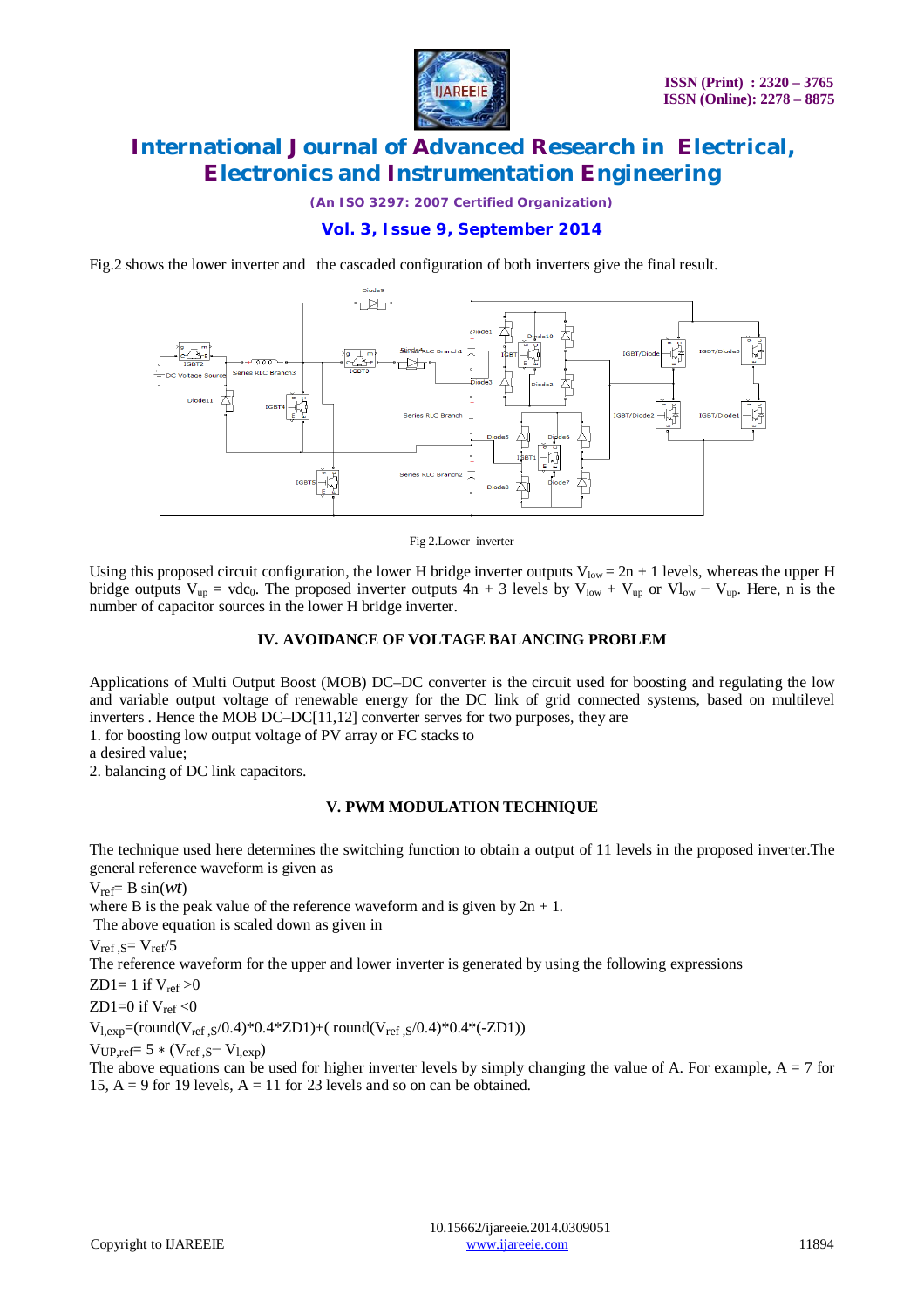Fig.2 shows the lower inverter and the cascaded configuration of both inverters give the final result.

Fig 2.Lower inverter

Using this proposed circuit configuration, the lower H bridge inverter outputs $V_{low} = 2n + 1$ levels, whereas the upper H bridge inverter outputs $V_{up} = vdc_0$. The proposed inverter outputs $4n + 3$ levels by $V_{low} + V_{up}$ or $Vl_{ow} - V_{up}$. Here, n is the number of capacitor sources in the lower H bridge inverter.

## IV. AVOIDANCE OF VOLTAGE BALANCING PROBLEM

Applications of Multi Output Boost (MOB) DC–DC converter is the circuit used for boosting and regulating the low and variable output voltage of renewable energy for the DC link of grid connected systems, based on multilevel inverters . Hence the MOB DC–DC[11,12] converter serves for two purposes, they are

1. for boosting low output voltage of PV array or FC stacks to a desired value;
2. balancing of DC link capacitors.

## V. PWM MODULATION TECHNIQUE

The technique used here determines the switching function to obtain a output of 11 levels in the proposed inverter.The general reference waveform is given as

$V_{ref}$= B sin($wt$)

where B is the peak value of the reference waveform and is given by 2n + 1.

The above equation is scaled down as given in

$V_{ref\,,S}$= $V_{ref}/5$

The reference waveform for the upper and lower inverter is generated by using the following expressions

ZD1= 1 if $V_{ref} > 0$

ZD1=0 if $V_{ref} < 0$

$V_{l,exp}$=(round($V_{ref\,,S}$/0.4)*0.4*ZD1)+( round($V_{ref\,,S}$/0.4)*0.4*(-ZD1))

$V_{UP,ref}$= 5 ∗ ($V_{ref\,,S}$− $V_{l,exp}$)

The above equations can be used for higher inverter levels by simply changing the value of A. For example, A = 7 for 15, A = 9 for 19 levels, A = 11 for 23 levels and so on can be obtained.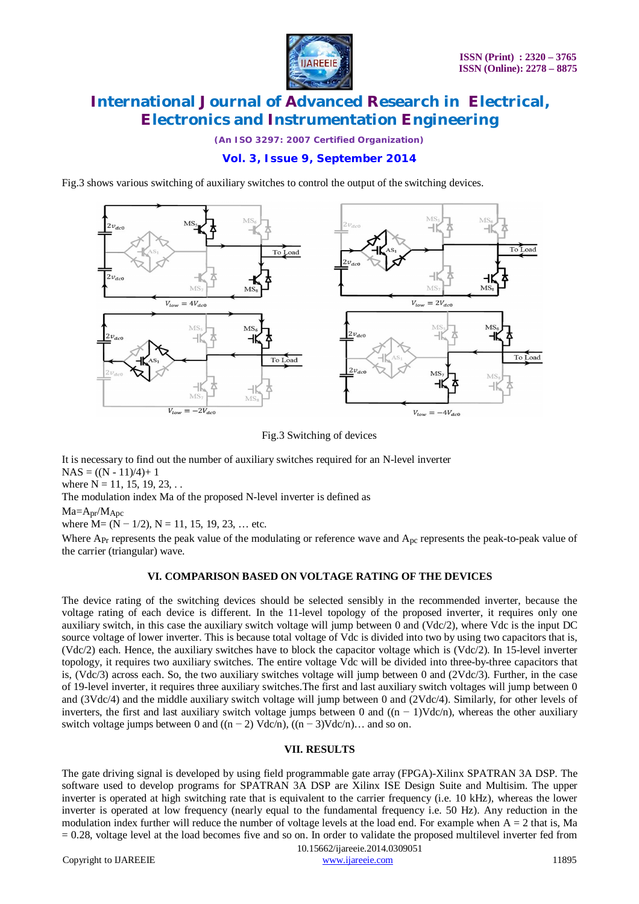Fig.3 shows various switching of auxiliary switches to control the output of the switching devices.

Fig.3 Switching of devices

It is necessary to find out the number of auxiliary switches required for an N-level inverter

NAS = ((N - 11)/4)+ 1

where N = 11, 15, 19, 23, . .

The modulation index Ma of the proposed N-level inverter is defined as

$Ma=A_{pr}/MA_{pc}$

where M= (N − 1/2), N = 11, 15, 19, 23, … etc.

Where $A_{Pr}$ represents the peak value of the modulating or reference wave and $A_{pc}$ represents the peak-to-peak value of the carrier (triangular) wave.

## VI. COMPARISON BASED ON VOLTAGE RATING OF THE DEVICES

The device rating of the switching devices should be selected sensibly in the recommended inverter, because the voltage rating of each device is different. In the 11-level topology of the proposed inverter, it requires only one auxiliary switch, in this case the auxiliary switch voltage will jump between 0 and (Vdc/2), where Vdc is the input DC source voltage of lower inverter. This is because total voltage of Vdc is divided into two by using two capacitors that is, (Vdc/2) each. Hence, the auxiliary switches have to block the capacitor voltage which is (Vdc/2). In 15-level inverter topology, it requires two auxiliary switches. The entire voltage Vdc will be divided into three-by-three capacitors that is, (Vdc/3) across each. So, the two auxiliary switches voltage will jump between 0 and (2Vdc/3). Further, in the case of 19-level inverter, it requires three auxiliary switches.The first and last auxiliary switch voltages will jump between 0 and (3Vdc/4) and the middle auxiliary switch voltage will jump between 0 and (2Vdc/4). Similarly, for other levels of inverters, the first and last auxiliary switch voltage jumps between 0 and ((n − 1)Vdc/n), whereas the other auxiliary switch voltage jumps between 0 and ((n − 2) Vdc/n), ((n − 3)Vdc/n)… and so on.

## VII. RESULTS

The gate driving signal is developed by using field programmable gate array (FPGA)-Xilinx SPATRAN 3A DSP. The software used to develop programs for SPATRAN 3A DSP are Xilinx ISE Design Suite and Multisim. The upper inverter is operated at high switching rate that is equivalent to the carrier frequency (i.e. 10 kHz), whereas the lower inverter is operated at low frequency (nearly equal to the fundamental frequency i.e. 50 Hz). Any reduction in the modulation index further will reduce the number of voltage levels at the load end. For example when A = 2 that is, Ma = 0.28, voltage level at the load becomes five and so on. In order to validate the proposed multilevel inverter fed from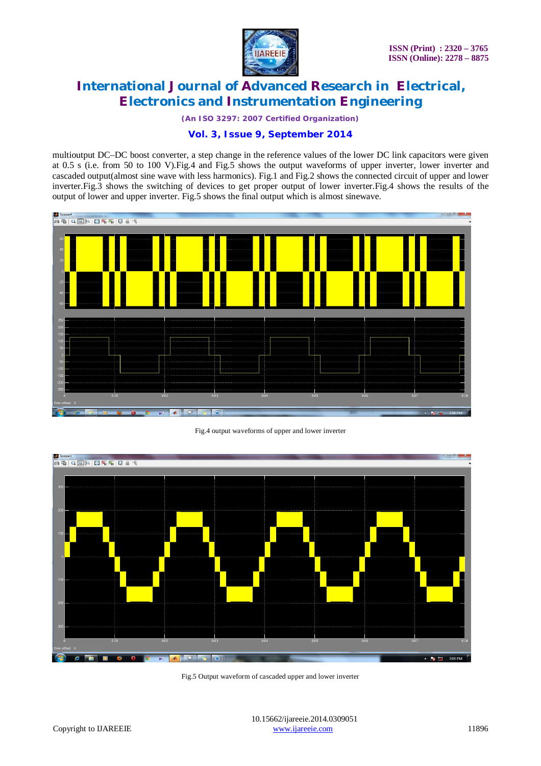multioutput DC–DC boost converter, a step change in the reference values of the lower DC link capacitors were given at 0.5 s (i.e. from 50 to 100 V).Fig.4 and Fig.5 shows the output waveforms of upper inverter, lower inverter and cascaded output(almost sine wave with less harmonics). Fig.1 and Fig.2 shows the connected circuit of upper and lower inverter.Fig.3 shows the switching of devices to get proper output of lower inverter.Fig.4 shows the results of the output of lower and upper inverter. Fig.5 shows the final output which is almost sinewave.

Fig.4 output waveforms of upper and lower inverter

Fig.5 Output waveform of cascaded upper and lower inverter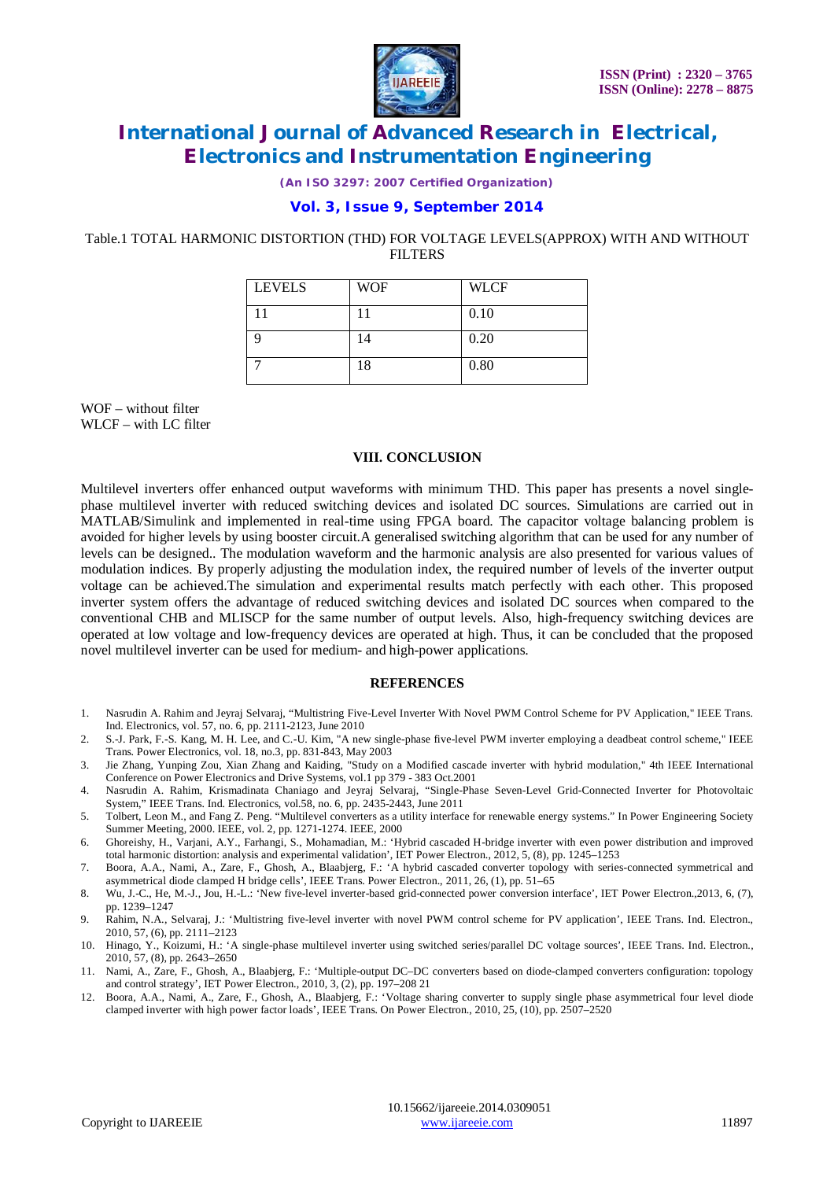Table.1 TOTAL HARMONIC DISTORTION (THD) FOR VOLTAGE LEVELS(APPROX) WITH AND WITHOUT FILTERS

| LEVELS | WOF | WLCF |
|---|---|---|
| 11 | 11 | 0.10 |
| 9 | 14 | 0.20 |
| 7 | 18 | 0.80 |

WOF – without filter
WLCF – with LC filter

## VIII. CONCLUSION

Multilevel inverters offer enhanced output waveforms with minimum THD. This paper has presents a novel single-phase multilevel inverter with reduced switching devices and isolated DC sources. Simulations are carried out in MATLAB/Simulink and implemented in real-time using FPGA board. The capacitor voltage balancing problem is avoided for higher levels by using booster circuit.A generalised switching algorithm that can be used for any number of levels can be designed.. The modulation waveform and the harmonic analysis are also presented for various values of modulation indices. By properly adjusting the modulation index, the required number of levels of the inverter output voltage can be achieved.The simulation and experimental results match perfectly with each other. This proposed inverter system offers the advantage of reduced switching devices and isolated DC sources when compared to the conventional CHB and MLISCP for the same number of output levels. Also, high-frequency switching devices are operated at low voltage and low-frequency devices are operated at high. Thus, it can be concluded that the proposed novel multilevel inverter can be used for medium- and high-power applications.

## REFERENCES

1. Nasrudin A. Rahim and Jeyraj Selvaraj, "Multistring Five-Level Inverter With Novel PWM Control Scheme for PV Application," IEEE Trans. Ind. Electronics, vol. 57, no. 6, pp. 2111-2123, June 2010
2. S.-J. Park, F.-S. Kang, M. H. Lee, and C.-U. Kim, "A new single-phase five-level PWM inverter employing a deadbeat control scheme," IEEE Trans. Power Electronics, vol. 18, no.3, pp. 831-843, May 2003
3. Jie Zhang, Yunping Zou, Xian Zhang and Kaiding, "Study on a Modified cascade inverter with hybrid modulation," 4th IEEE International Conference on Power Electronics and Drive Systems, vol.1 pp 379 - 383 Oct.2001
4. Nasrudin A. Rahim, Krismadinata Chaniago and Jeyraj Selvaraj, "Single-Phase Seven-Level Grid-Connected Inverter for Photovoltaic System," IEEE Trans. Ind. Electronics, vol.58, no. 6, pp. 2435-2443, June 2011
5. Tolbert, Leon M., and Fang Z. Peng. "Multilevel converters as a utility interface for renewable energy systems." In Power Engineering Society Summer Meeting, 2000. IEEE, vol. 2, pp. 1271-1274. IEEE, 2000
6. Ghoreishy, H., Varjani, A.Y., Farhangi, S., Mohamadian, M.: 'Hybrid cascaded H-bridge inverter with even power distribution and improved total harmonic distortion: analysis and experimental validation', IET Power Electron., 2012, 5, (8), pp. 1245–1253
7. Boora, A.A., Nami, A., Zare, F., Ghosh, A., Blaabjerg, F.: 'A hybrid cascaded converter topology with series-connected symmetrical and asymmetrical diode clamped H bridge cells', IEEE Trans. Power Electron., 2011, 26, (1), pp. 51–65
8. Wu, J.-C., He, M.-J., Jou, H.-L.: 'New five-level inverter-based grid-connected power conversion interface', IET Power Electron.,2013, 6, (7), pp. 1239–1247
9. Rahim, N.A., Selvaraj, J.: 'Multistring five-level inverter with novel PWM control scheme for PV application', IEEE Trans. Ind. Electron., 2010, 57, (6), pp. 2111–2123
10. Hinago, Y., Koizumi, H.: 'A single-phase multilevel inverter using switched series/parallel DC voltage sources', IEEE Trans. Ind. Electron., 2010, 57, (8), pp. 2643–2650
11. Nami, A., Zare, F., Ghosh, A., Blaabjerg, F.: 'Multiple-output DC–DC converters based on diode-clamped converters configuration: topology and control strategy', IET Power Electron., 2010, 3, (2), pp. 197–208 21
12. Boora, A.A., Nami, A., Zare, F., Ghosh, A., Blaabjerg, F.: 'Voltage sharing converter to supply single phase asymmetrical four level diode clamped inverter with high power factor loads', IEEE Trans. On Power Electron., 2010, 25, (10), pp. 2507–2520